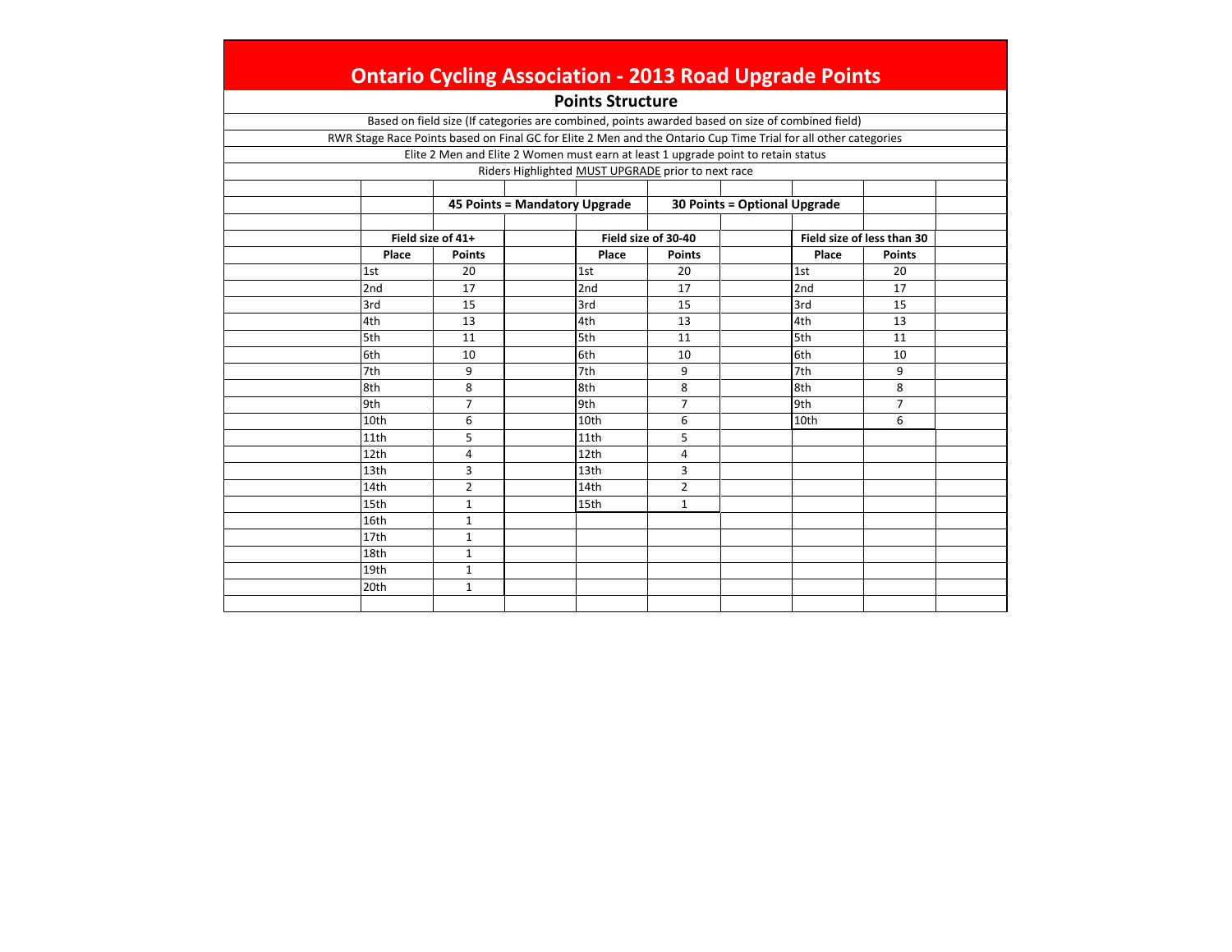# Ontario Cycling Association - 2013 Road Upgrade Points

## Points Structure

Based on field size (If categories are combined, points awarded based on size of combined field)

RWR Stage Race Points based on Final GC for Elite 2 Men and the Ontario Cup Time Trial for all other categories

Elite 2 Men and Elite 2 Women must earn at least 1 upgrade point to retain status

Riders Highlighted MUST UPGRADE prior to next race

**45 Points = Mandatory Upgrade** **30 Points = Optional Upgrade**

| Field size of 41+ | | | Field size of 30-40 | | | Field size of less than 30 | |
|---|---|---|---|---|---|---|---|
| **Place** | **Points** | | **Place** | **Points** | | **Place** | **Points** |
| 1st | 20 | | 1st | 20 | | 1st | 20 |
| 2nd | 17 | | 2nd | 17 | | 2nd | 17 |
| 3rd | 15 | | 3rd | 15 | | 3rd | 15 |
| 4th | 13 | | 4th | 13 | | 4th | 13 |
| 5th | 11 | | 5th | 11 | | 5th | 11 |
| 6th | 10 | | 6th | 10 | | 6th | 10 |
| 7th | 9 | | 7th | 9 | | 7th | 9 |
| 8th | 8 | | 8th | 8 | | 8th | 8 |
| 9th | 7 | | 9th | 7 | | 9th | 7 |
| 10th | 6 | | 10th | 6 | | 10th | 6 |
| 11th | 5 | | 11th | 5 | | | |
| 12th | 4 | | 12th | 4 | | | |
| 13th | 3 | | 13th | 3 | | | |
| 14th | 2 | | 14th | 2 | | | |
| 15th | 1 | | 15th | 1 | | | |
| 16th | 1 | | | | | | |
| 17th | 1 | | | | | | |
| 18th | 1 | | | | | | |
| 19th | 1 | | | | | | |
| 20th | 1 | | | | | | |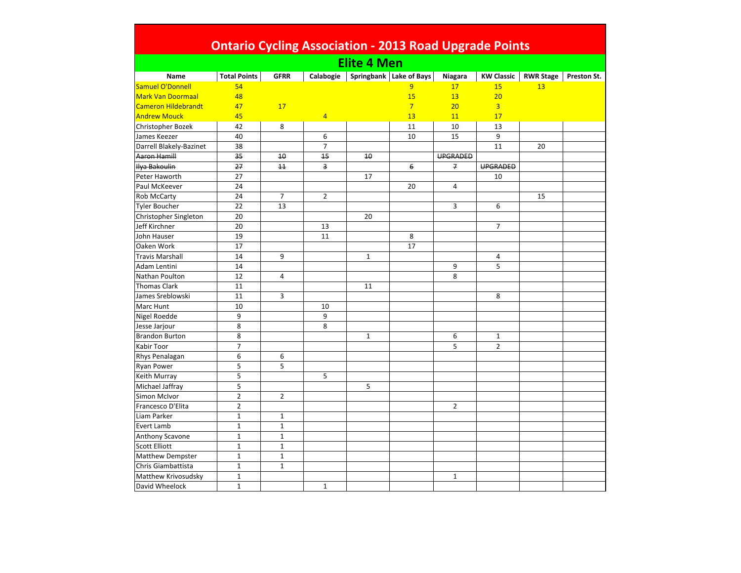# Ontario Cycling Association - 2013 Road Upgrade Points

## Elite 4 Men

| Name | Total Points | GFRR | Calabogie | Springbank | Lake of Bays | Niagara | KW Classic | RWR Stage | Preston St. |
|---|---|---|---|---|---|---|---|---|---|
| Samuel O'Donnell | 54 | | | | 9 | 17 | 15 | 13 | |
| Mark Van Doormaal | 48 | | | | 15 | 13 | 20 | | |
| Cameron Hildebrandt | 47 | 17 | | | 7 | 20 | 3 | | |
| Andrew Mouck | 45 | | 4 | | 13 | 11 | 17 | | |
| Christopher Bozek | 42 | 8 | | | 11 | 10 | 13 | | |
| James Keezer | 40 | | 6 | | 10 | 15 | 9 | | |
| Darrell Blakely-Bazinet | 38 | | 7 | | | | 11 | 20 | |
| ~~Aaron Hamill~~ | ~~35~~ | ~~10~~ | ~~15~~ | ~~10~~ | | ~~UPGRADED~~ | | | |
| ~~Ilya Bakoulin~~ | ~~27~~ | ~~11~~ | ~~3~~ | | ~~6~~ | ~~7~~ | ~~UPGRADED~~ | | |
| Peter Haworth | 27 | | | 17 | | | 10 | | |
| Paul McKeever | 24 | | | | 20 | 4 | | | |
| Rob McCarty | 24 | 7 | 2 | | | | | 15 | |
| Tyler Boucher | 22 | 13 | | | | 3 | 6 | | |
| Christopher Singleton | 20 | | | 20 | | | | | |
| Jeff Kirchner | 20 | | 13 | | | | 7 | | |
| John Hauser | 19 | | 11 | | 8 | | | | |
| Oaken Work | 17 | | | | 17 | | | | |
| Travis Marshall | 14 | 9 | | 1 | | | 4 | | |
| Adam Lentini | 14 | | | | | 9 | 5 | | |
| Nathan Poulton | 12 | 4 | | | | 8 | | | |
| Thomas Clark | 11 | | | 11 | | | | | |
| James Sreblowski | 11 | 3 | | | | | 8 | | |
| Marc Hunt | 10 | | 10 | | | | | | |
| Nigel Roedde | 9 | | 9 | | | | | | |
| Jesse Jarjour | 8 | | 8 | | | | | | |
| Brandon Burton | 8 | | | 1 | | 6 | 1 | | |
| Kabir Toor | 7 | | | | | 5 | 2 | | |
| Rhys Penalagan | 6 | 6 | | | | | | | |
| Ryan Power | 5 | 5 | | | | | | | |
| Keith Murray | 5 | | 5 | | | | | | |
| Michael Jaffray | 5 | | | 5 | | | | | |
| Simon McIvor | 2 | 2 | | | | | | | |
| Francesco D'Elita | 2 | | | | | 2 | | | |
| Liam Parker | 1 | 1 | | | | | | | |
| Evert Lamb | 1 | 1 | | | | | | | |
| Anthony Scavone | 1 | 1 | | | | | | | |
| Scott Elliott | 1 | 1 | | | | | | | |
| Matthew Dempster | 1 | 1 | | | | | | | |
| Chris Giambattista | 1 | 1 | | | | | | | |
| Matthew Krivosudsky | 1 | | | | | 1 | | | |
| David Wheelock | 1 | | 1 | | | | | | |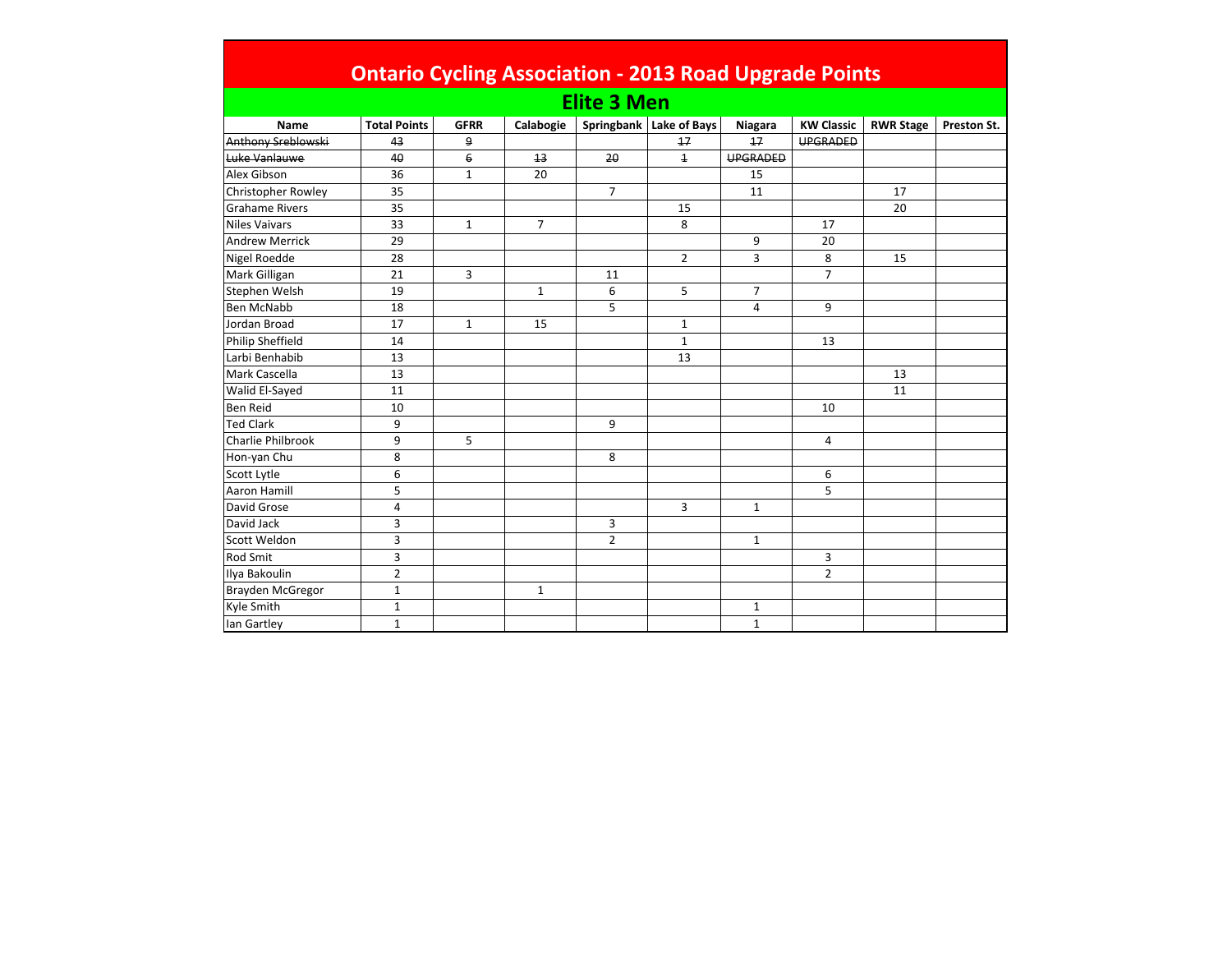# Ontario Cycling Association - 2013 Road Upgrade Points

## Elite 3 Men

| Name | Total Points | GFRR | Calabogie | Springbank | Lake of Bays | Niagara | KW Classic | RWR Stage | Preston St. |
|---|---|---|---|---|---|---|---|---|---|
| ~~Anthony Sreblowski~~ | ~~43~~ | ~~9~~ | | | ~~17~~ | ~~17~~ | ~~UPGRADED~~ | | |
| ~~Luke Vanlauwe~~ | ~~40~~ | ~~6~~ | ~~13~~ | ~~20~~ | ~~1~~ | ~~UPGRADED~~ | | | |
| Alex Gibson | 36 | 1 | 20 | | | 15 | | | |
| Christopher Rowley | 35 | | | 7 | | 11 | | 17 | |
| Grahame Rivers | 35 | | | | 15 | | | 20 | |
| Niles Vaivars | 33 | 1 | 7 | | 8 | | 17 | | |
| Andrew Merrick | 29 | | | | | 9 | 20 | | |
| Nigel Roedde | 28 | | | | 2 | 3 | 8 | 15 | |
| Mark Gilligan | 21 | 3 | | 11 | | | 7 | | |
| Stephen Welsh | 19 | | 1 | 6 | 5 | 7 | | | |
| Ben McNabb | 18 | | | 5 | | 4 | 9 | | |
| Jordan Broad | 17 | 1 | 15 | | 1 | | | | |
| Philip Sheffield | 14 | | | | 1 | | 13 | | |
| Larbi Benhabib | 13 | | | | 13 | | | | |
| Mark Cascella | 13 | | | | | | | 13 | |
| Walid El-Sayed | 11 | | | | | | | 11 | |
| Ben Reid | 10 | | | | | | 10 | | |
| Ted Clark | 9 | | | 9 | | | | | |
| Charlie Philbrook | 9 | 5 | | | | | 4 | | |
| Hon-yan Chu | 8 | | | 8 | | | | | |
| Scott Lytle | 6 | | | | | | 6 | | |
| Aaron Hamill | 5 | | | | | | 5 | | |
| David Grose | 4 | | | | 3 | 1 | | | |
| David Jack | 3 | | | 3 | | | | | |
| Scott Weldon | 3 | | | 2 | | 1 | | | |
| Rod Smit | 3 | | | | | | 3 | | |
| Ilya Bakoulin | 2 | | | | | | 2 | | |
| Brayden McGregor | 1 | | 1 | | | | | | |
| Kyle Smith | 1 | | | | | 1 | | | |
| Ian Gartley | 1 | | | | | 1 | | | |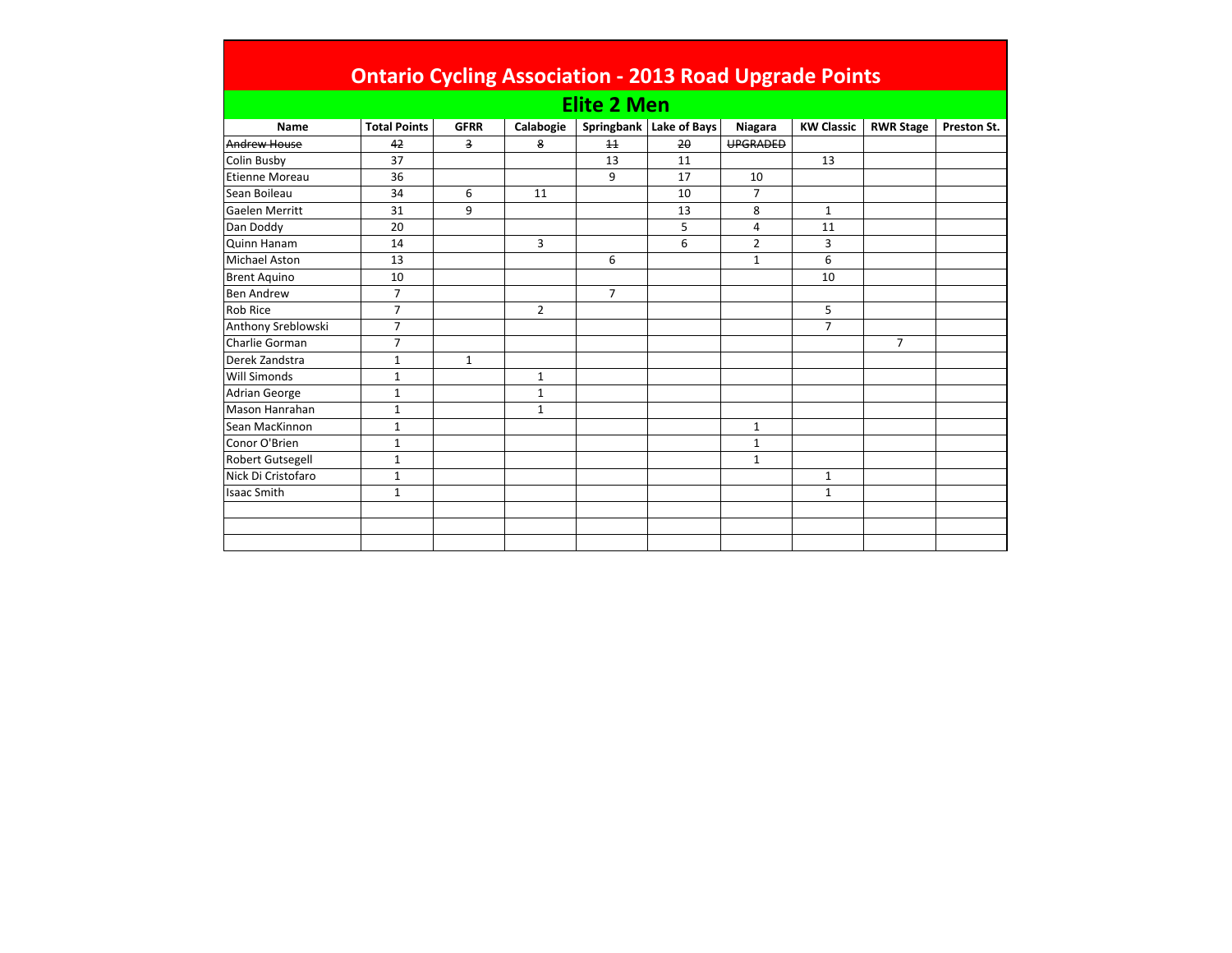# Ontario Cycling Association - 2013 Road Upgrade Points

## Elite 2 Men

| Name | Total Points | GFRR | Calabogie | Springbank | Lake of Bays | Niagara | KW Classic | RWR Stage | Preston St. |
|---|---|---|---|---|---|---|---|---|---|
| ~~Andrew House~~ | ~~42~~ | ~~3~~ | ~~8~~ | ~~11~~ | ~~20~~ | ~~UPGRADED~~ | | | |
| Colin Busby | 37 | | | 13 | 11 | | 13 | | |
| Etienne Moreau | 36 | | | 9 | 17 | 10 | | | |
| Sean Boileau | 34 | 6 | 11 | | 10 | 7 | | | |
| Gaelen Merritt | 31 | 9 | | | 13 | 8 | 1 | | |
| Dan Doddy | 20 | | | | 5 | 4 | 11 | | |
| Quinn Hanam | 14 | | 3 | | 6 | 2 | 3 | | |
| Michael Aston | 13 | | | 6 | | 1 | 6 | | |
| Brent Aquino | 10 | | | | | | 10 | | |
| Ben Andrew | 7 | | | 7 | | | | | |
| Rob Rice | 7 | | 2 | | | | 5 | | |
| Anthony Sreblowski | 7 | | | | | | 7 | | |
| Charlie Gorman | 7 | | | | | | | 7 | |
| Derek Zandstra | 1 | 1 | | | | | | | |
| Will Simonds | 1 | | 1 | | | | | | |
| Adrian George | 1 | | 1 | | | | | | |
| Mason Hanrahan | 1 | | 1 | | | | | | |
| Sean MacKinnon | 1 | | | | | 1 | | | |
| Conor O'Brien | 1 | | | | | 1 | | | |
| Robert Gutsegell | 1 | | | | | 1 | | | |
| Nick Di Cristofaro | 1 | | | | | | 1 | | |
| Isaac Smith | 1 | | | | | | 1 | | |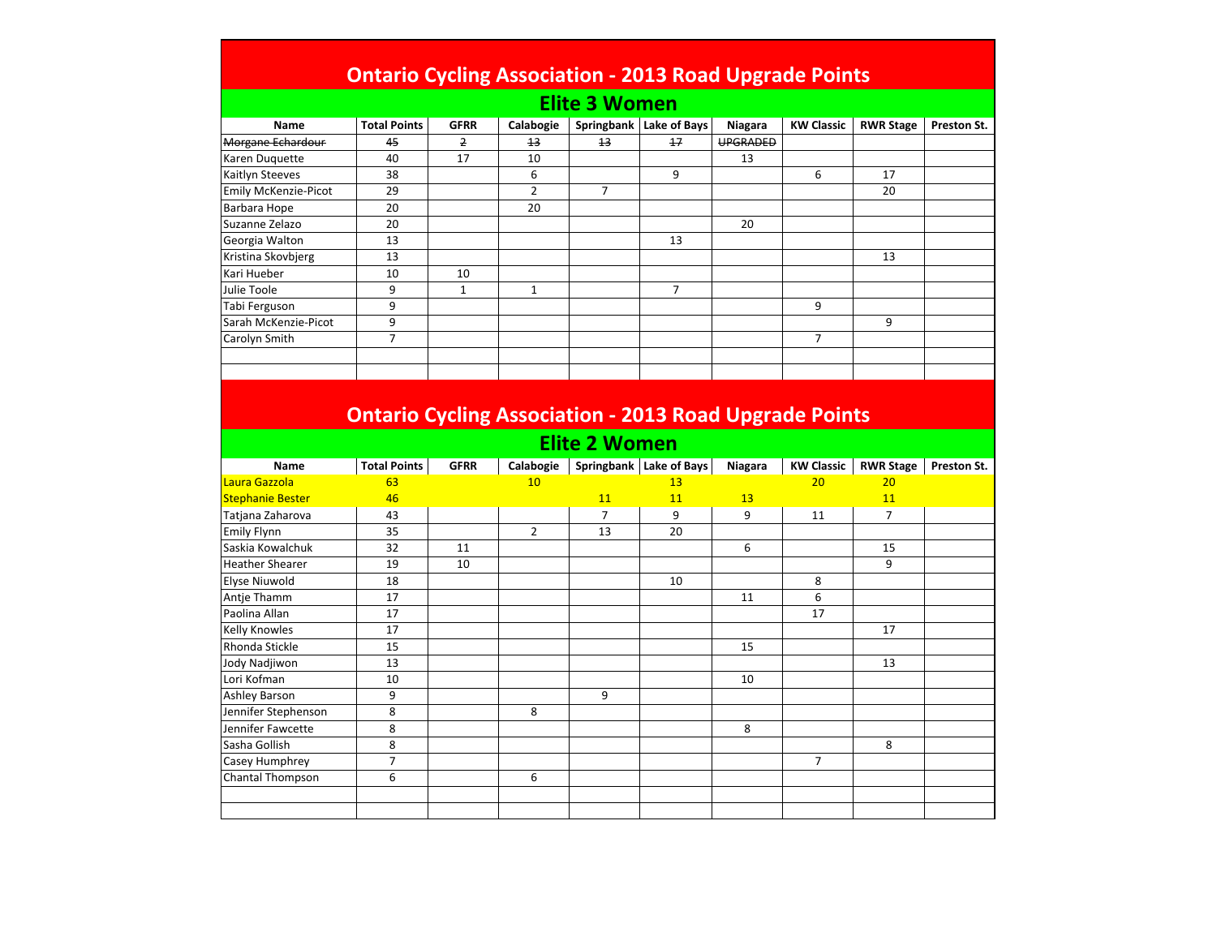# Ontario Cycling Association - 2013 Road Upgrade Points

## Elite 3 Women

| Name | Total Points | GFRR | Calabogie | Springbank | Lake of Bays | Niagara | KW Classic | RWR Stage | Preston St. |
|---|---|---|---|---|---|---|---|---|---|
| ~~Morgane Echardour~~ | ~~45~~ | ~~2~~ | ~~13~~ | ~~13~~ | ~~17~~ | ~~UPGRADED~~ | | | |
| Karen Duquette | 40 | 17 | 10 | | | 13 | | | |
| Kaitlyn Steeves | 38 | | 6 | | 9 | | 6 | 17 | |
| Emily McKenzie-Picot | 29 | | 2 | 7 | | | | 20 | |
| Barbara Hope | 20 | | 20 | | | | | | |
| Suzanne Zelazo | 20 | | | | | 20 | | | |
| Georgia Walton | 13 | | | | 13 | | | | |
| Kristina Skovbjerg | 13 | | | | | | | 13 | |
| Kari Hueber | 10 | 10 | | | | | | | |
| Julie Toole | 9 | 1 | 1 | | 7 | | | | |
| Tabi Ferguson | 9 | | | | | | 9 | | |
| Sarah McKenzie-Picot | 9 | | | | | | | 9 | |
| Carolyn Smith | 7 | | | | | | 7 | | |
| | | | | | | | | | |
| | | | | | | | | | |

# Ontario Cycling Association - 2013 Road Upgrade Points

## Elite 2 Women

| Name | Total Points | GFRR | Calabogie | Springbank | Lake of Bays | Niagara | KW Classic | RWR Stage | Preston St. |
|---|---|---|---|---|---|---|---|---|---|
| Laura Gazzola | 63 | | 10 | | 13 | | 20 | 20 | |
| Stephanie Bester | 46 | | | 11 | 11 | 13 | | 11 | |
| Tatjana Zaharova | 43 | | | 7 | 9 | 9 | 11 | 7 | |
| Emily Flynn | 35 | | 2 | 13 | 20 | | | | |
| Saskia Kowalchuk | 32 | 11 | | | | 6 | | 15 | |
| Heather Shearer | 19 | 10 | | | | | | 9 | |
| Elyse Niuwold | 18 | | | | 10 | | 8 | | |
| Antje Thamm | 17 | | | | | 11 | 6 | | |
| Paolina Allan | 17 | | | | | | 17 | | |
| Kelly Knowles | 17 | | | | | | | 17 | |
| Rhonda Stickle | 15 | | | | | 15 | | | |
| Jody Nadjiwon | 13 | | | | | | | 13 | |
| Lori Kofman | 10 | | | | | 10 | | | |
| Ashley Barson | 9 | | | 9 | | | | | |
| Jennifer Stephenson | 8 | | 8 | | | | | | |
| Jennifer Fawcette | 8 | | | | | 8 | | | |
| Sasha Gollish | 8 | | | | | | | 8 | |
| Casey Humphrey | 7 | | | | | | 7 | | |
| Chantal Thompson | 6 | | 6 | | | | | | |
| | | | | | | | | | |
| | | | | | | | | | |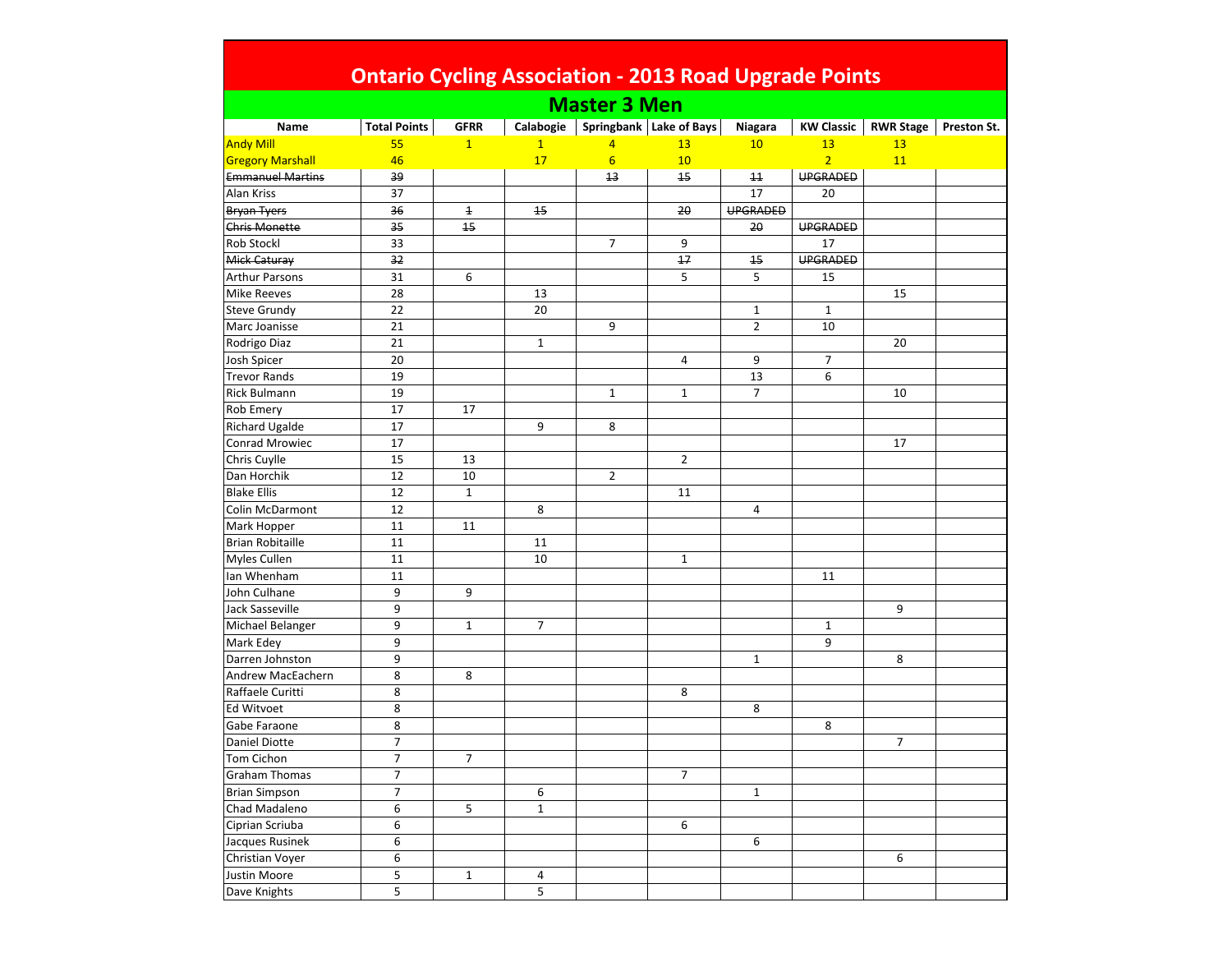# Ontario Cycling Association - 2013 Road Upgrade Points

## Master 3 Men

| Name | Total Points | GFRR | Calabogie | Springbank | Lake of Bays | Niagara | KW Classic | RWR Stage | Preston St. |
|---|---|---|---|---|---|---|---|---|---|
| Andy Mill | 55 | 1 | 1 | 4 | 13 | 10 | 13 | 13 | |
| Gregory Marshall | 46 | | 17 | 6 | 10 | | 2 | 11 | |
| ~~Emmanuel Martins~~ | ~~39~~ | | | ~~13~~ | ~~15~~ | ~~11~~ | ~~UPGRADED~~ | | |
| Alan Kriss | 37 | | | | | 17 | 20 | | |
| ~~Bryan Tyers~~ | ~~36~~ | ~~1~~ | ~~15~~ | | ~~20~~ | ~~UPGRADED~~ | | | |
| ~~Chris Monette~~ | ~~35~~ | ~~15~~ | | | | ~~20~~ | ~~UPGRADED~~ | | |
| Rob Stockl | 33 | | | 7 | 9 | | 17 | | |
| ~~Mick Caturay~~ | ~~32~~ | | | | ~~17~~ | ~~15~~ | ~~UPGRADED~~ | | |
| Arthur Parsons | 31 | 6 | | | 5 | 5 | 15 | | |
| Mike Reeves | 28 | | 13 | | | | | 15 | |
| Steve Grundy | 22 | | 20 | | | 1 | 1 | | |
| Marc Joanisse | 21 | | | 9 | | 2 | 10 | | |
| Rodrigo Diaz | 21 | | 1 | | | | | 20 | |
| Josh Spicer | 20 | | | | 4 | 9 | 7 | | |
| Trevor Rands | 19 | | | | | 13 | 6 | | |
| Rick Bulmann | 19 | | | 1 | 1 | 7 | | 10 | |
| Rob Emery | 17 | 17 | | | | | | | |
| Richard Ugalde | 17 | | 9 | 8 | | | | | |
| Conrad Mrowiec | 17 | | | | | | | 17 | |
| Chris Cuyle | 15 | 13 | | | 2 | | | | |
| Dan Horchik | 12 | 10 | | 2 | | | | | |
| Blake Ellis | 12 | 1 | | | 11 | | | | |
| Colin McDarmont | 12 | | 8 | | | 4 | | | |
| Mark Hopper | 11 | 11 | | | | | | | |
| Brian Robitaille | 11 | | 11 | | | | | | |
| Myles Cullen | 11 | | 10 | | 1 | | | | |
| Ian Whenham | 11 | | | | | | 11 | | |
| John Culhane | 9 | 9 | | | | | | | |
| Jack Sasseville | 9 | | | | | | | 9 | |
| Michael Belanger | 9 | 1 | 7 | | | | 1 | | |
| Mark Edey | 9 | | | | | | 9 | | |
| Darren Johnston | 9 | | | | | 1 | | 8 | |
| Andrew MacEachern | 8 | 8 | | | | | | | |
| Raffaele Curitti | 8 | | | | 8 | | | | |
| Ed Witvoet | 8 | | | | | 8 | | | |
| Gabe Faraone | 8 | | | | | | 8 | | |
| Daniel Diotte | 7 | | | | | | | 7 | |
| Tom Cichon | 7 | 7 | | | | | | | |
| Graham Thomas | 7 | | | | 7 | | | | |
| Brian Simpson | 7 | | 6 | | | 1 | | | |
| Chad Madaleno | 6 | 5 | 1 | | | | | | |
| Ciprian Scriuba | 6 | | | | 6 | | | | |
| Jacques Rusinek | 6 | | | | | 6 | | | |
| Christian Voyer | 6 | | | | | | | 6 | |
| Justin Moore | 5 | 1 | 4 | | | | | | |
| Dave Knights | 5 | | 5 | | | | | | |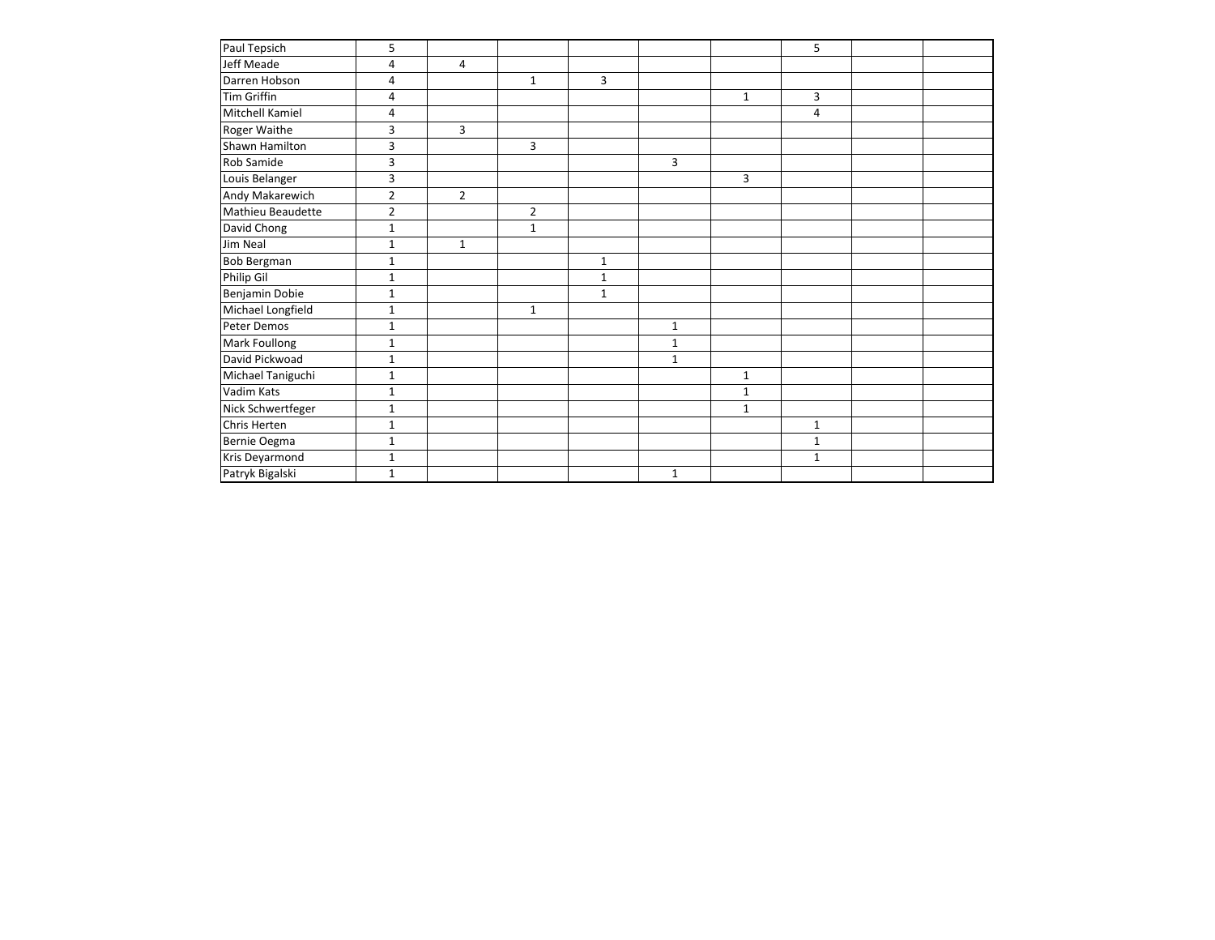| | | | | | | | | | |
|---|---|---|---|---|---|---|---|---|---|
| Paul Tepsich | 5 | | | | | | 5 | | |
| Jeff Meade | 4 | 4 | | | | | | | |
| Darren Hobson | 4 | | 1 | 3 | | | | | |
| Tim Griffin | 4 | | | | | 1 | 3 | | |
| Mitchell Kamiel | 4 | | | | | | 4 | | |
| Roger Waithe | 3 | 3 | | | | | | | |
| Shawn Hamilton | 3 | | 3 | | | | | | |
| Rob Samide | 3 | | | | 3 | | | | |
| Louis Belanger | 3 | | | | | 3 | | | |
| Andy Makarewich | 2 | 2 | | | | | | | |
| Mathieu Beaudette | 2 | | 2 | | | | | | |
| David Chong | 1 | | 1 | | | | | | |
| Jim Neal | 1 | 1 | | | | | | | |
| Bob Bergman | 1 | | | 1 | | | | | |
| Philip Gil | 1 | | | 1 | | | | | |
| Benjamin Dobie | 1 | | | 1 | | | | | |
| Michael Longfield | 1 | | 1 | | | | | | |
| Peter Demos | 1 | | | | 1 | | | | |
| Mark Foullong | 1 | | | | 1 | | | | |
| David Pickwoad | 1 | | | | 1 | | | | |
| Michael Taniguchi | 1 | | | | | 1 | | | |
| Vadim Kats | 1 | | | | | 1 | | | |
| Nick Schwertfeger | 1 | | | | | 1 | | | |
| Chris Herten | 1 | | | | | | 1 | | |
| Bernie Oegma | 1 | | | | | | 1 | | |
| Kris Deyarmond | 1 | | | | | | 1 | | |
| Patryk Bigalski | 1 | | | | 1 | | | | |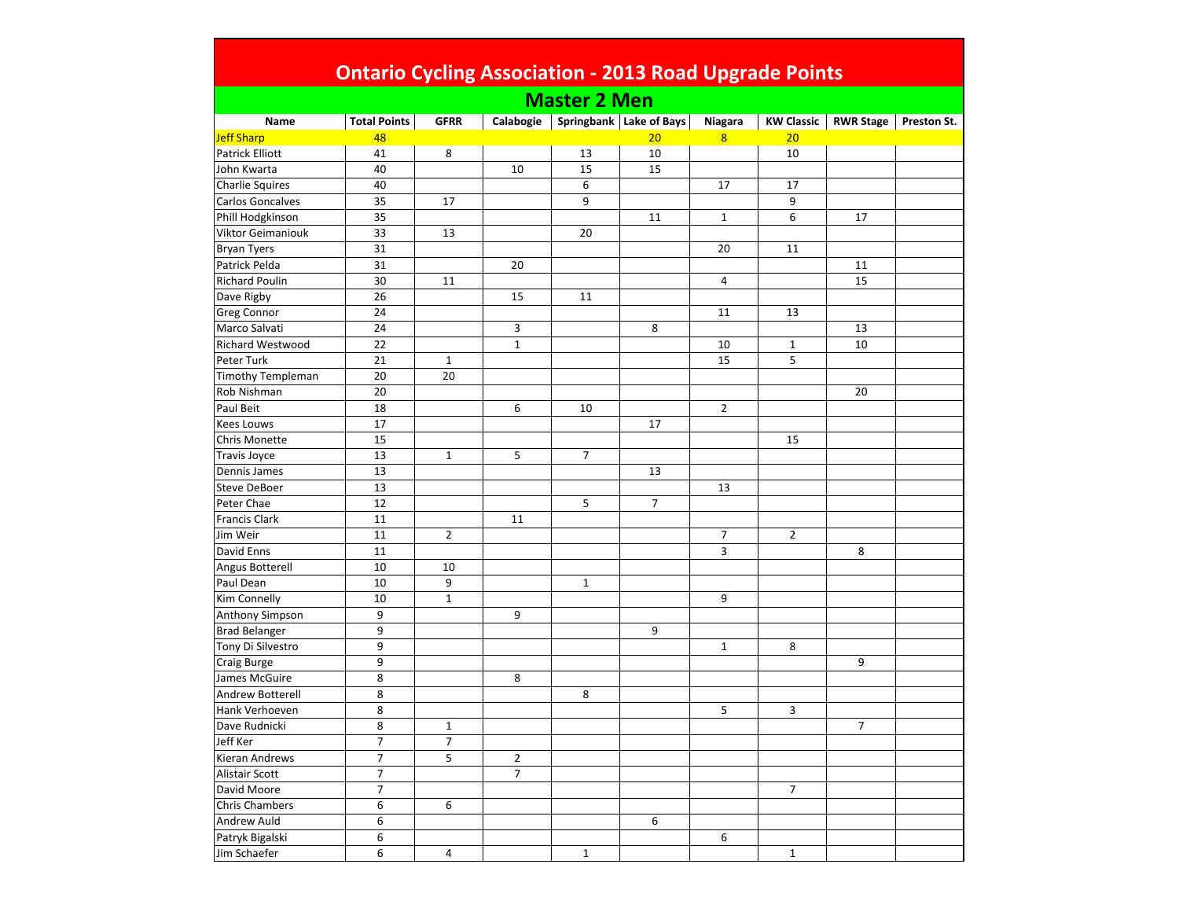# Ontario Cycling Association - 2013 Road Upgrade Points

## Master 2 Men

| Name | Total Points | GFRR | Calabogie | Springbank | Lake of Bays | Niagara | KW Classic | RWR Stage | Preston St. |
|---|---|---|---|---|---|---|---|---|---|
| Jeff Sharp | 48 | | | | 20 | 8 | 20 | | |
| Patrick Elliott | 41 | 8 | | 13 | 10 | | 10 | | |
| John Kwarta | 40 | | 10 | 15 | 15 | | | | |
| Charlie Squires | 40 | | | 6 | | 17 | 17 | | |
| Carlos Goncalves | 35 | 17 | | 9 | | | 9 | | |
| Phill Hodgkinson | 35 | | | | 11 | 1 | 6 | 17 | |
| Viktor Geimaniouk | 33 | 13 | | 20 | | | | | |
| Bryan Tyers | 31 | | | | | 20 | 11 | | |
| Patrick Pelda | 31 | | 20 | | | | | 11 | |
| Richard Poulin | 30 | 11 | | | | 4 | | 15 | |
| Dave Rigby | 26 | | 15 | 11 | | | | | |
| Greg Connor | 24 | | | | | 11 | 13 | | |
| Marco Salvati | 24 | | 3 | | 8 | | | 13 | |
| Richard Westwood | 22 | | 1 | | | 10 | 1 | 10 | |
| Peter Turk | 21 | 1 | | | | 15 | 5 | | |
| Timothy Templeman | 20 | 20 | | | | | | | |
| Rob Nishman | 20 | | | | | | | 20 | |
| Paul Beit | 18 | | 6 | 10 | | 2 | | | |
| Kees Louws | 17 | | | | 17 | | | | |
| Chris Monette | 15 | | | | | | 15 | | |
| Travis Joyce | 13 | 1 | 5 | 7 | | | | | |
| Dennis James | 13 | | | | 13 | | | | |
| Steve DeBoer | 13 | | | | | 13 | | | |
| Peter Chae | 12 | | | 5 | 7 | | | | |
| Francis Clark | 11 | | 11 | | | | | | |
| Jim Weir | 11 | 2 | | | | 7 | 2 | | |
| David Enns | 11 | | | | | 3 | | 8 | |
| Angus Botterell | 10 | 10 | | | | | | | |
| Paul Dean | 10 | 9 | | 1 | | | | | |
| Kim Connelly | 10 | 1 | | | | 9 | | | |
| Anthony Simpson | 9 | | 9 | | | | | | |
| Brad Belanger | 9 | | | | 9 | | | | |
| Tony Di Silvestro | 9 | | | | | 1 | 8 | | |
| Craig Burge | 9 | | | | | | | 9 | |
| James McGuire | 8 | | 8 | | | | | | |
| Andrew Botterell | 8 | | | 8 | | | | | |
| Hank Verhoeven | 8 | | | | | 5 | 3 | | |
| Dave Rudnicki | 8 | 1 | | | | | | 7 | |
| Jeff Ker | 7 | 7 | | | | | | | |
| Kieran Andrews | 7 | 5 | 2 | | | | | | |
| Alistair Scott | 7 | | 7 | | | | | | |
| David Moore | 7 | | | | | | 7 | | |
| Chris Chambers | 6 | 6 | | | | | | | |
| Andrew Auld | 6 | | | | 6 | | | | |
| Patryk Bigalski | 6 | | | | | 6 | | | |
| Jim Schaefer | 6 | 4 | | 1 | | | 1 | | |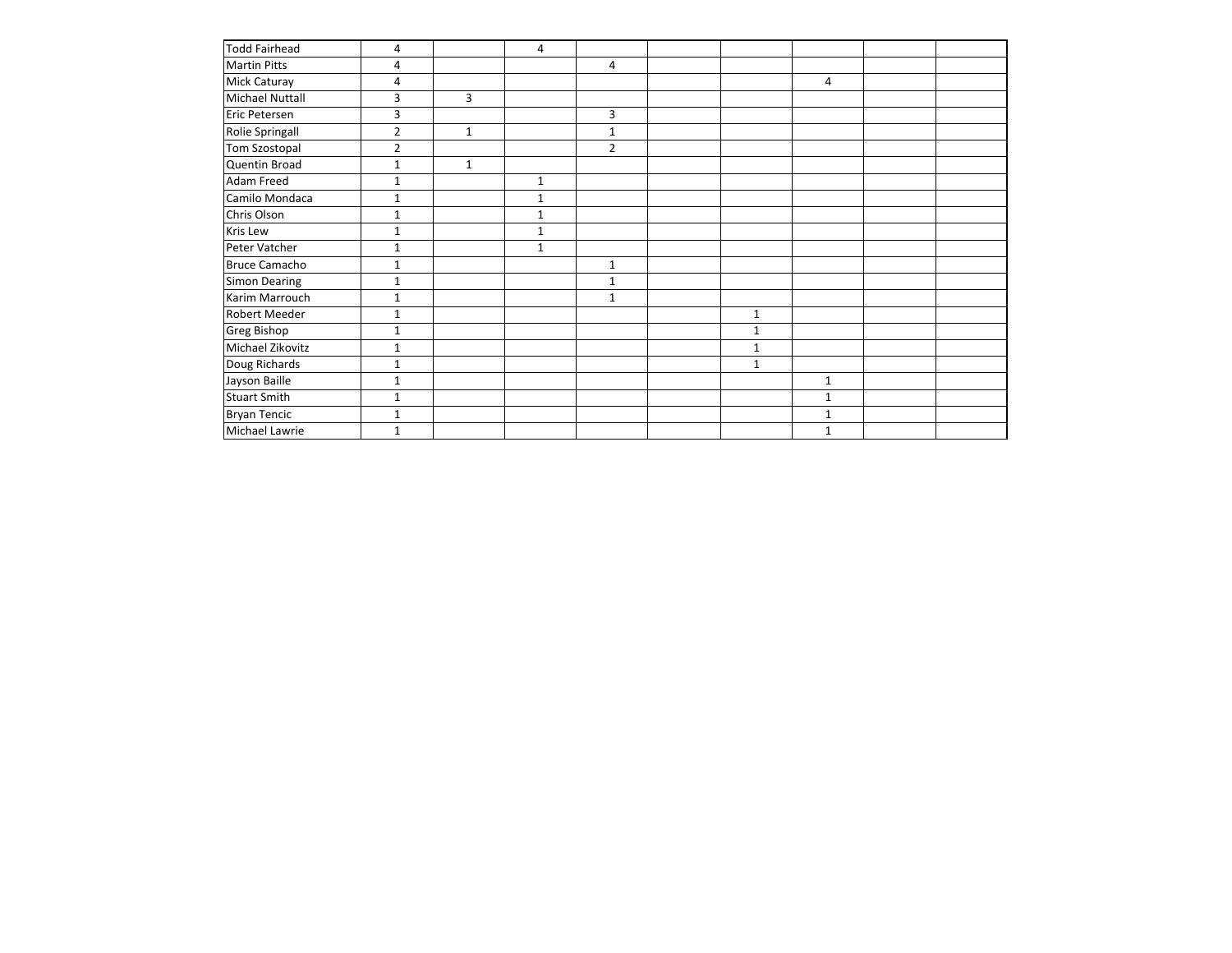| | | | | | | | | | |
|---|---|---|---|---|---|---|---|---|---|
| Todd Fairhead | 4 | | 4 | | | | | | |
| Martin Pitts | 4 | | | 4 | | | | | |
| Mick Caturay | 4 | | | | | | 4 | | |
| Michael Nuttall | 3 | 3 | | | | | | | |
| Eric Petersen | 3 | | | 3 | | | | | |
| Rolie Springall | 2 | 1 | | 1 | | | | | |
| Tom Szostopal | 2 | | | 2 | | | | | |
| Quentin Broad | 1 | 1 | | | | | | | |
| Adam Freed | 1 | | 1 | | | | | | |
| Camilo Mondaca | 1 | | 1 | | | | | | |
| Chris Olson | 1 | | 1 | | | | | | |
| Kris Lew | 1 | | 1 | | | | | | |
| Peter Vatcher | 1 | | 1 | | | | | | |
| Bruce Camacho | 1 | | | 1 | | | | | |
| Simon Dearing | 1 | | | 1 | | | | | |
| Karim Marrouch | 1 | | | 1 | | | | | |
| Robert Meeder | 1 | | | | | 1 | | | |
| Greg Bishop | 1 | | | | | 1 | | | |
| Michael Zikovitz | 1 | | | | | 1 | | | |
| Doug Richards | 1 | | | | | 1 | | | |
| Jayson Baille | 1 | | | | | | 1 | | |
| Stuart Smith | 1 | | | | | | 1 | | |
| Bryan Tencic | 1 | | | | | | 1 | | |
| Michael Lawrie | 1 | | | | | | 1 | | |